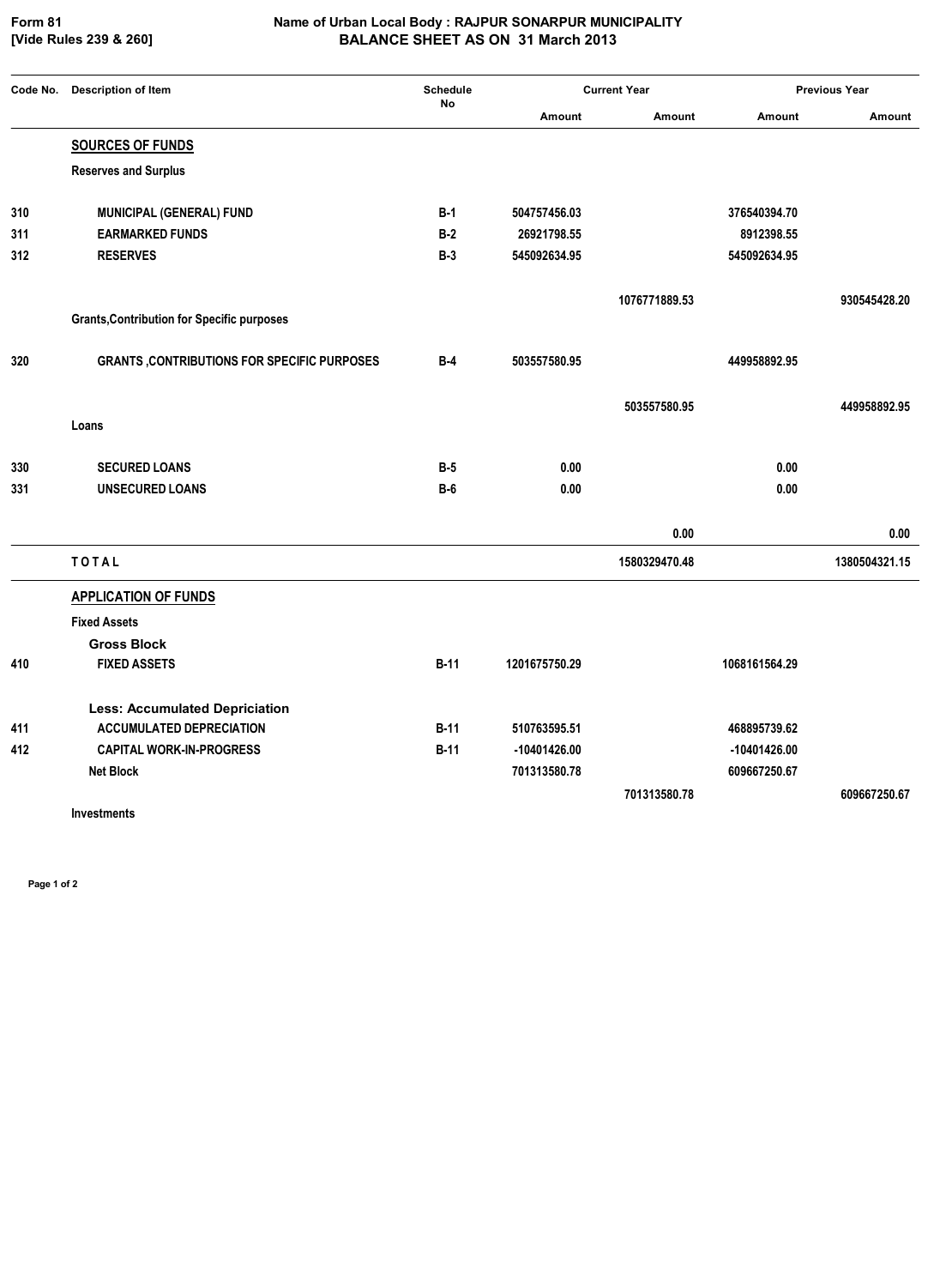Form 81
[Vide Rules 239 & 260]

## Name of Urban Local Body : RAJPUR SONARPUR MUNICIPALITY
## BALANCE SHEET AS ON 31 March 2013

| Code No. | Description of Item | Schedule No | Current Year | | Previous Year | |
|---|---|---|---|---|---|---|
| | | | Amount | Amount | Amount | Amount |
| | **SOURCES OF FUNDS** | | | | | |
| | **Reserves and Surplus** | | | | | |
| 310 | **MUNICIPAL (GENERAL) FUND** | B-1 | 504757456.03 | | 376540394.70 | |
| 311 | **EARMARKED FUNDS** | B-2 | 26921798.55 | | 8912398.55 | |
| 312 | **RESERVES** | B-3 | 545092634.95 | | 545092634.95 | |
| | | | | 1076771889.53 | | 930545428.20 |
| | **Grants,Contribution for Specific purposes** | | | | | |
| 320 | **GRANTS ,CONTRIBUTIONS FOR SPECIFIC PURPOSES** | B-4 | 503557580.95 | | 449958892.95 | |
| | | | | 503557580.95 | | 449958892.95 |
| | **Loans** | | | | | |
| 330 | **SECURED LOANS** | B-5 | 0.00 | | 0.00 | |
| 331 | **UNSECURED LOANS** | B-6 | 0.00 | | 0.00 | |
| | | | | 0.00 | | 0.00 |
| | **TOTAL** | | | 1580329470.48 | | 1380504321.15 |
| | **APPLICATION OF FUNDS** | | | | | |
| | **Fixed Assets** | | | | | |
| | **Gross Block** | | | | | |
| 410 | **FIXED ASSETS** | B-11 | 1201675750.29 | | 1068161564.29 | |
| | **Less: Accumulated Depriciation** | | | | | |
| 411 | **ACCUMULATED DEPRECIATION** | B-11 | 510763595.51 | | 468895739.62 | |
| 412 | **CAPITAL WORK-IN-PROGRESS** | B-11 | -10401426.00 | | -10401426.00 | |
| | **Net Block** | | 701313580.78 | | 609667250.67 | |
| | | | | 701313580.78 | | 609667250.67 |
| | **Investments** | | | | | |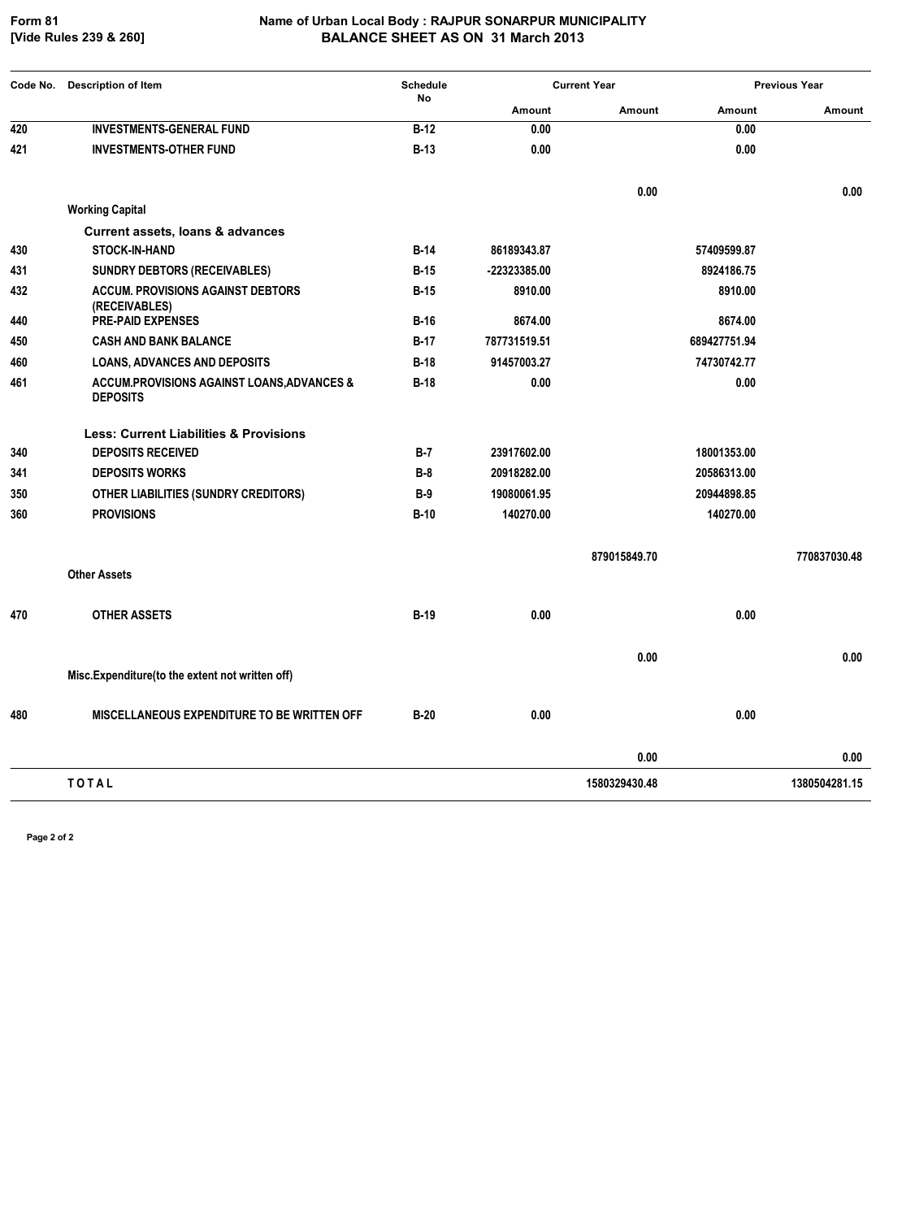Form 81
[Vide Rules 239 & 260]

# Name of Urban Local Body : RAJPUR SONARPUR MUNICIPALITY
## BALANCE SHEET AS ON 31 March 2013

| Code No. | Description of Item | Schedule No | Current Year | | Previous Year | |
|---|---|---|---|---|---|---|
| | | | Amount | Amount | Amount | Amount |
| 420 | **INVESTMENTS-GENERAL FUND** | B-12 | 0.00 | | 0.00 | |
| 421 | **INVESTMENTS-OTHER FUND** | B-13 | 0.00 | | 0.00 | |
| | | | | 0.00 | | 0.00 |
| | **Working Capital** | | | | | |
| | **Current assets, loans & advances** | | | | | |
| 430 | **STOCK-IN-HAND** | B-14 | 86189343.87 | | 57409599.87 | |
| 431 | **SUNDRY DEBTORS (RECEIVABLES)** | B-15 | -22323385.00 | | 8924186.75 | |
| 432 | **ACCUM. PROVISIONS AGAINST DEBTORS (RECEIVABLES)** | B-15 | 8910.00 | | 8910.00 | |
| 440 | **PRE-PAID EXPENSES** | B-16 | 8674.00 | | 8674.00 | |
| 450 | **CASH AND BANK BALANCE** | B-17 | 787731519.51 | | 689427751.94 | |
| 460 | **LOANS, ADVANCES AND DEPOSITS** | B-18 | 91457003.27 | | 74730742.77 | |
| 461 | **ACCUM.PROVISIONS AGAINST LOANS,ADVANCES & DEPOSITS** | B-18 | 0.00 | | 0.00 | |
| | **Less: Current Liabilities & Provisions** | | | | | |
| 340 | **DEPOSITS RECEIVED** | B-7 | 23917602.00 | | 18001353.00 | |
| 341 | **DEPOSITS WORKS** | B-8 | 20918282.00 | | 20586313.00 | |
| 350 | **OTHER LIABILITIES (SUNDRY CREDITORS)** | B-9 | 19080061.95 | | 20944898.85 | |
| 360 | **PROVISIONS** | B-10 | 140270.00 | | 140270.00 | |
| | | | | 879015849.70 | | 770837030.48 |
| | **Other Assets** | | | | | |
| 470 | **OTHER ASSETS** | B-19 | 0.00 | | 0.00 | |
| | | | | 0.00 | | 0.00 |
| | **Misc.Expenditure(to the extent not written off)** | | | | | |
| 480 | **MISCELLANEOUS EXPENDITURE TO BE WRITTEN OFF** | B-20 | 0.00 | | 0.00 | |
| | | | | 0.00 | | 0.00 |
| | **T O T A L** | | | 1580329430.48 | | 1380504281.15 |